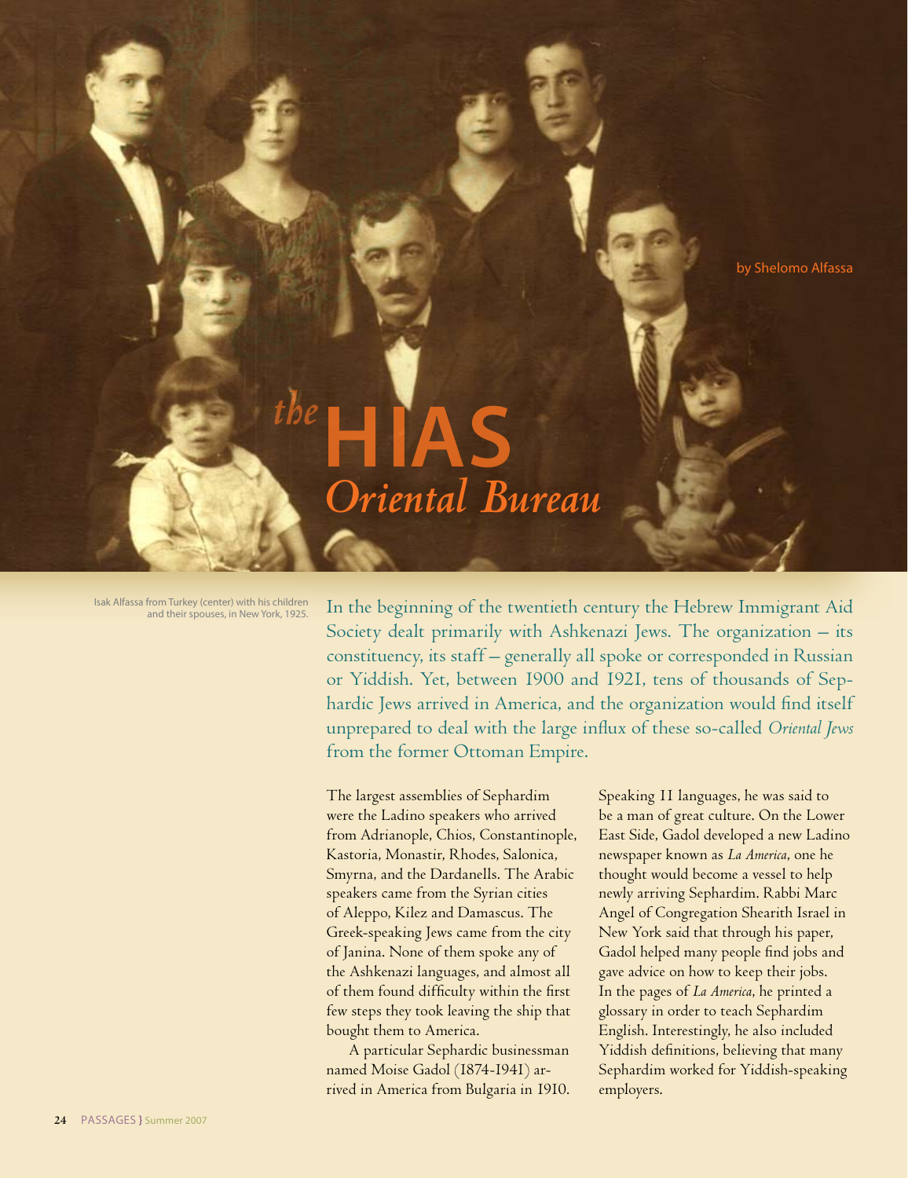# *the* HIAS *Oriental Bureau*

by Shelomo Alfassa

Isak Alfassa from Turkey (center) with his children and their spouses, in New York, 1925.

In the beginning of the twentieth century the Hebrew Immigrant Aid Society dealt primarily with Ashkenazi Jews. The organization – its constituency, its staff – generally all spoke or corresponded in Russian or Yiddish. Yet, between 1900 and 1921, tens of thousands of Sephardic Jews arrived in America, and the organization would find itself unprepared to deal with the large influx of these so-called *Oriental Jews* from the former Ottoman Empire.

The largest assemblies of Sephardim were the Ladino speakers who arrived from Adrianople, Chios, Constantinople, Kastoria, Monastir, Rhodes, Salonica, Smyrna, and the Dardanells. The Arabic speakers came from the Syrian cities of Aleppo, Kilez and Damascus. The Greek-speaking Jews came from the city of Janina. None of them spoke any of the Ashkenazi languages, and almost all of them found difficulty within the first few steps they took leaving the ship that bought them to America.

A particular Sephardic businessman named Moise Gadol (1874-1941) arrived in America from Bulgaria in 1910. Speaking 11 languages, he was said to be a man of great culture. On the Lower East Side, Gadol developed a new Ladino newspaper known as *La America*, one he thought would become a vessel to help newly arriving Sephardim. Rabbi Marc Angel of Congregation Shearith Israel in New York said that through his paper, Gadol helped many people find jobs and gave advice on how to keep their jobs. In the pages of *La America*, he printed a glossary in order to teach Sephardim English. Interestingly, he also included Yiddish definitions, believing that many Sephardim worked for Yiddish-speaking employers.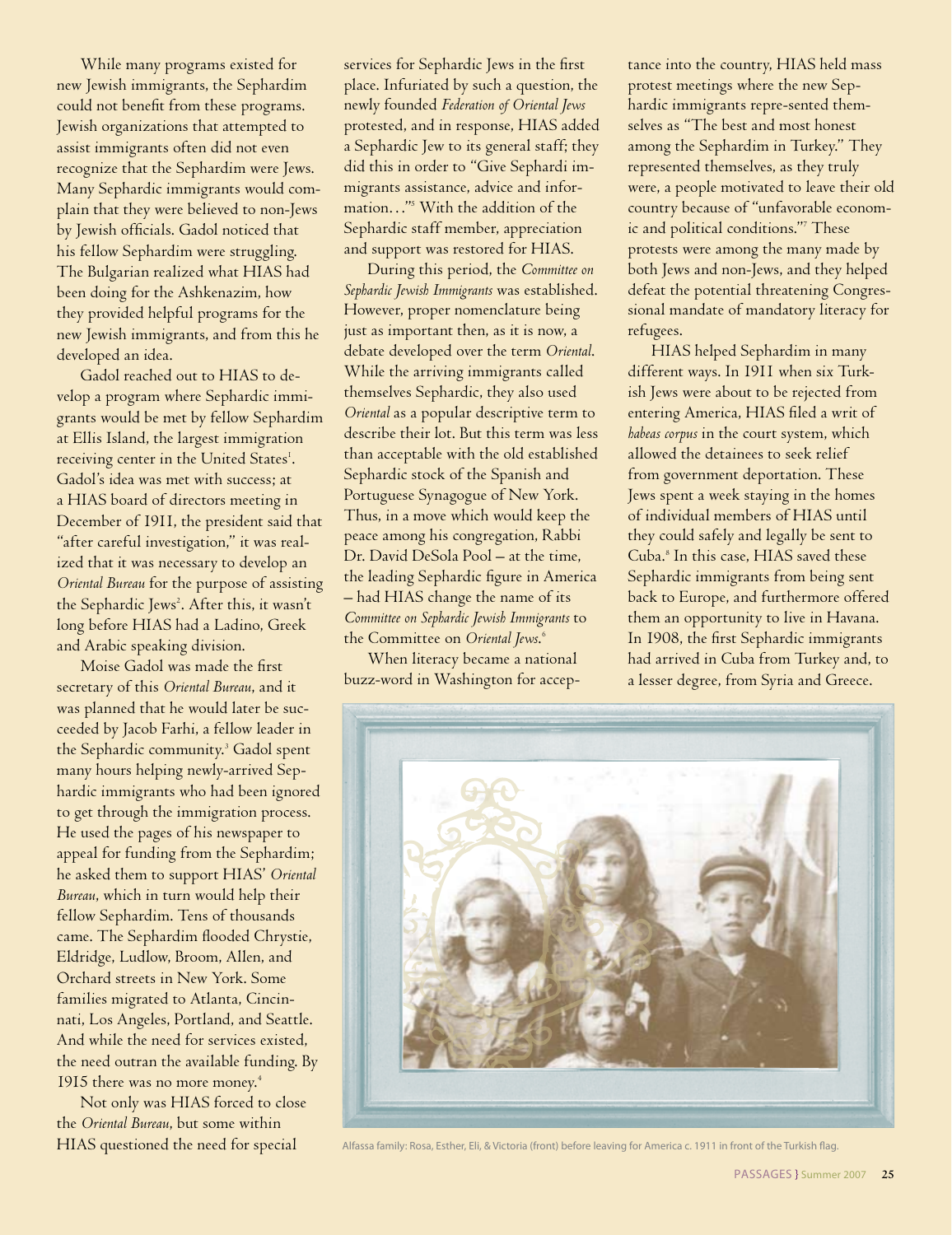While many programs existed for new Jewish immigrants, the Sephardim could not benefit from these programs. Jewish organizations that attempted to assist immigrants often did not even recognize that the Sephardim were Jews. Many Sephardic immigrants would complain that they were believed to non-Jews by Jewish officials. Gadol noticed that his fellow Sephardim were struggling. The Bulgarian realized what HIAS had been doing for the Ashkenazim, how they provided helpful programs for the new Jewish immigrants, and from this he developed an idea.

Gadol reached out to HIAS to develop a program where Sephardic immigrants would be met by fellow Sephardim at Ellis Island, the largest immigration receiving center in the United States[1]. Gadol's idea was met with success; at a HIAS board of directors meeting in December of 1911, the president said that "after careful investigation," it was realized that it was necessary to develop an *Oriental Bureau* for the purpose of assisting the Sephardic Jews[2]. After this, it wasn't long before HIAS had a Ladino, Greek and Arabic speaking division.

Moise Gadol was made the first secretary of this *Oriental Bureau*, and it was planned that he would later be succeeded by Jacob Farhi, a fellow leader in the Sephardic community.[3] Gadol spent many hours helping newly-arrived Sephardic immigrants who had been ignored to get through the immigration process. He used the pages of his newspaper to appeal for funding from the Sephardim; he asked them to support HIAS' *Oriental Bureau*, which in turn would help their fellow Sephardim. Tens of thousands came. The Sephardim flooded Chrystie, Eldridge, Ludlow, Broom, Allen, and Orchard streets in New York. Some families migrated to Atlanta, Cincinnati, Los Angeles, Portland, and Seattle. And while the need for services existed, the need outran the available funding. By 1915 there was no more money.[4]

Not only was HIAS forced to close the *Oriental Bureau*, but some within HIAS questioned the need for special services for Sephardic Jews in the first place. Infuriated by such a question, the newly founded *Federation of Oriental Jews* protested, and in response, HIAS added a Sephardic Jew to its general staff; they did this in order to "Give Sephardi immigrants assistance, advice and information…"[5] With the addition of the Sephardic staff member, appreciation and support was restored for HIAS.

During this period, the *Committee on Sephardic Jewish Immigrants* was established. However, proper nomenclature being just as important then, as it is now, a debate developed over the term *Oriental*. While the arriving immigrants called themselves Sephardic, they also used *Oriental* as a popular descriptive term to describe their lot. But this term was less than acceptable with the old established Sephardic stock of the Spanish and Portuguese Synagogue of New York. Thus, in a move which would keep the peace among his congregation, Rabbi Dr. David DeSola Pool – at the time, the leading Sephardic figure in America – had HIAS change the name of its *Committee on Sephardic Jewish Immigrants* to the Committee on *Oriental Jews*.[6]

When literacy became a national buzz-word in Washington for acceptance into the country, HIAS held mass protest meetings where the new Sephardic immigrants repre-sented themselves as "The best and most honest among the Sephardim in Turkey." They represented themselves, as they truly were, a people motivated to leave their old country because of "unfavorable economic and political conditions."[7] These protests were among the many made by both Jews and non-Jews, and they helped defeat the potential threatening Congressional mandate of mandatory literacy for refugees.

HIAS helped Sephardim in many different ways. In 1911 when six Turkish Jews were about to be rejected from entering America, HIAS filed a writ of *habeas corpus* in the court system, which allowed the detainees to seek relief from government deportation. These Jews spent a week staying in the homes of individual members of HIAS until they could safely and legally be sent to Cuba.[8] In this case, HIAS saved these Sephardic immigrants from being sent back to Europe, and furthermore offered them an opportunity to live in Havana. In 1908, the first Sephardic immigrants had arrived in Cuba from Turkey and, to a lesser degree, from Syria and Greece.

Alfassa family: Rosa, Esther, Eli, & Victoria (front) before leaving for America c. 1911 in front of the Turkish flag.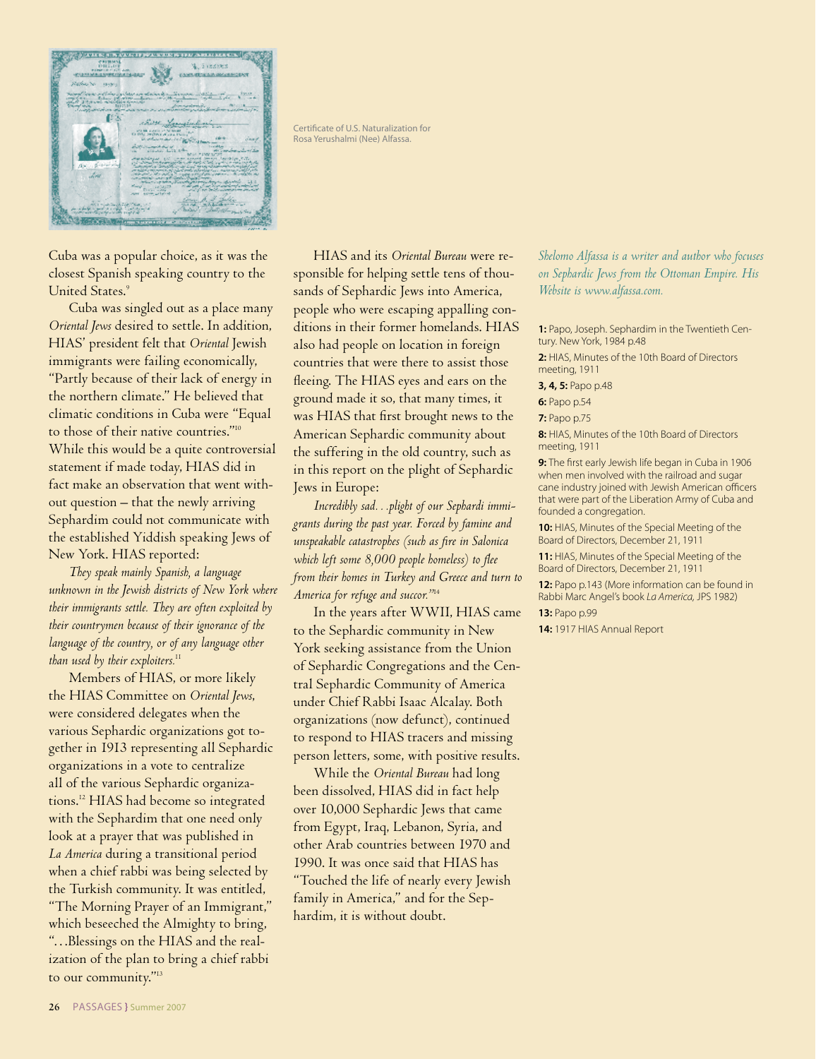Certificate of U.S. Naturalization for Rosa Yerushalmi (Nee) Alfassa.

Cuba was a popular choice, as it was the closest Spanish speaking country to the United States.[9]

Cuba was singled out as a place many *Oriental Jews* desired to settle. In addition, HIAS' president felt that *Oriental* Jewish immigrants were failing economically, "Partly because of their lack of energy in the northern climate." He believed that climatic conditions in Cuba were "Equal to those of their native countries."[10] While this would be a quite controversial statement if made today, HIAS did in fact make an observation that went without question – that the newly arriving Sephardim could not communicate with the established Yiddish speaking Jews of New York. HIAS reported:

*They speak mainly Spanish, a language unknown in the Jewish districts of New York where their immigrants settle. They are often exploited by their countrymen because of their ignorance of the language of the country, or of any language other than used by their exploiters.*[11]

Members of HIAS, or more likely the HIAS Committee on *Oriental Jews*, were considered delegates when the various Sephardic organizations got together in 1913 representing all Sephardic organizations in a vote to centralize all of the various Sephardic organizations.[12] HIAS had become so integrated with the Sephardim that one need only look at a prayer that was published in *La America* during a transitional period when a chief rabbi was being selected by the Turkish community. It was entitled, "The Morning Prayer of an Immigrant," which beseeched the Almighty to bring, "…Blessings on the HIAS and the realization of the plan to bring a chief rabbi to our community."[13]

HIAS and its *Oriental Bureau* were responsible for helping settle tens of thousands of Sephardic Jews into America, people who were escaping appalling conditions in their former homelands. HIAS also had people on location in foreign countries that were there to assist those fleeing. The HIAS eyes and ears on the ground made it so, that many times, it was HIAS that first brought news to the American Sephardic community about the suffering in the old country, such as in this report on the plight of Sephardic Jews in Europe:

*Incredibly sad…plight of our Sephardi immigrants during the past year. Forced by famine and unspeakable catastrophes (such as fire in Salonica which left some 8,000 people homeless) to flee from their homes in Turkey and Greece and turn to America for refuge and succor."*[14]

In the years after WWII, HIAS came to the Sephardic community in New York seeking assistance from the Union of Sephardic Congregations and the Central Sephardic Community of America under Chief Rabbi Isaac Alcalay. Both organizations (now defunct), continued to respond to HIAS tracers and missing person letters, some, with positive results.

While the *Oriental Bureau* had long been dissolved, HIAS did in fact help over 10,000 Sephardic Jews that came from Egypt, Iraq, Lebanon, Syria, and other Arab countries between 1970 and 1990. It was once said that HIAS has "Touched the life of nearly every Jewish family in America," and for the Sephardim, it is without doubt.

*Shelomo Alfassa is a writer and author who focuses on Sephardic Jews from the Ottoman Empire. His Website is www.alfassa.com.*

**1:** Papo, Joseph. Sephardim in the Twentieth Century. New York, 1984 p.48

**2:** HIAS, Minutes of the 10th Board of Directors meeting, 1911

**3, 4, 5:** Papo p.48

**6:** Papo p.54

**7:** Papo p.75

**8:** HIAS, Minutes of the 10th Board of Directors meeting, 1911

**9:** The first early Jewish life began in Cuba in 1906 when men involved with the railroad and sugar cane industry joined with Jewish American officers that were part of the Liberation Army of Cuba and founded a congregation.

**10:** HIAS, Minutes of the Special Meeting of the Board of Directors, December 21, 1911

**11:** HIAS, Minutes of the Special Meeting of the Board of Directors, December 21, 1911

**12:** Papo p.143 (More information can be found in Rabbi Marc Angel's book *La America*, JPS 1982)

**13:** Papo p.99

**14:** 1917 HIAS Annual Report